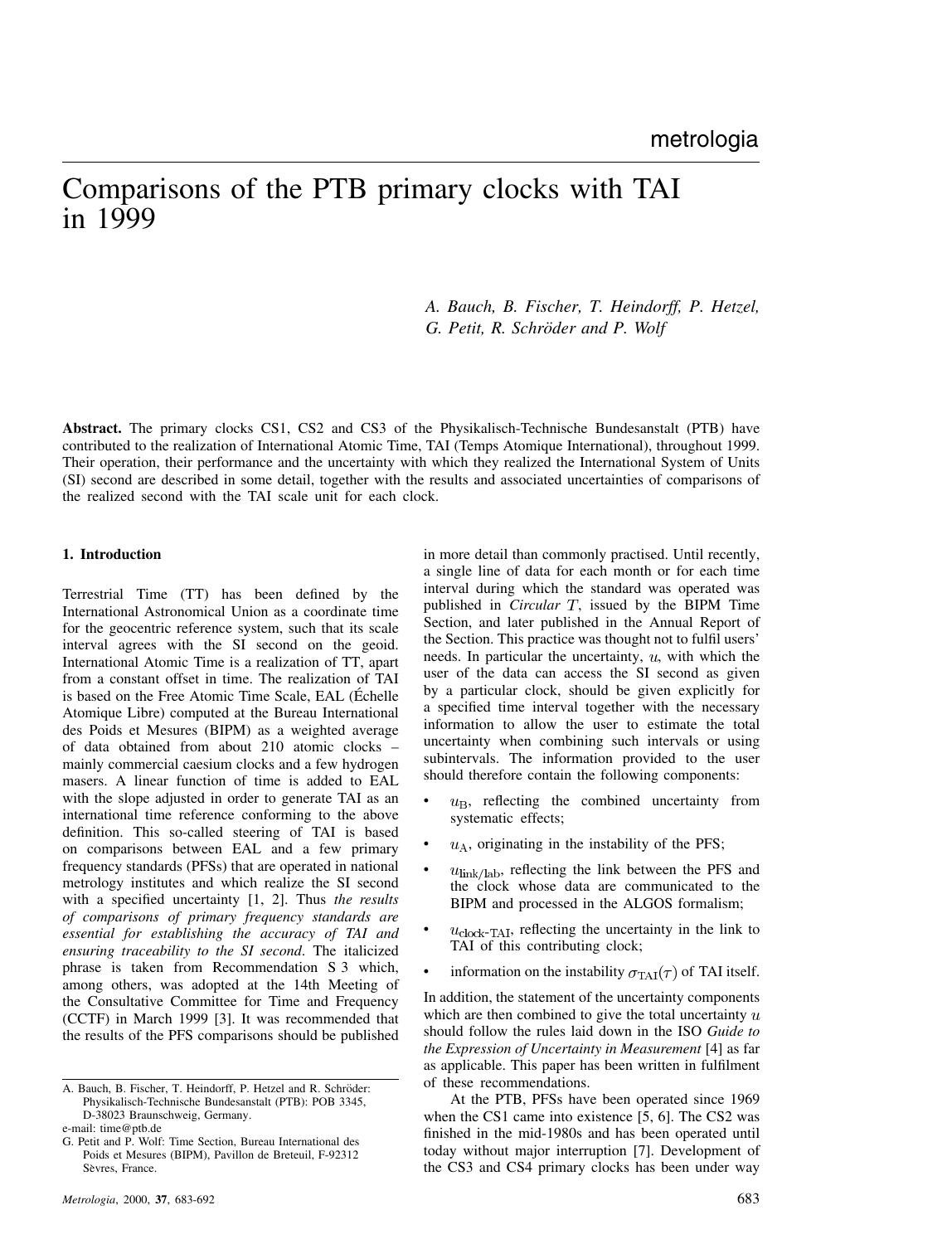metrologia

# Comparisons of the PTB primary clocks with TAI in 1999

*A. Bauch, B. Fischer, T. Heindorff, P. Hetzel, G. Petit, R. Schröder and P. Wolf*

**Abstract.** The primary clocks CS1, CS2 and CS3 of the Physikalisch-Technische Bundesanstalt (PTB) have contributed to the realization of International Atomic Time, TAI (Temps Atomique International), throughout 1999. Their operation, their performance and the uncertainty with which they realized the International System of Units (SI) second are described in some detail, together with the results and associated uncertainties of comparisons of the realized second with the TAI scale unit for each clock.

## 1. Introduction

Terrestrial Time (TT) has been defined by the International Astronomical Union as a coordinate time for the geocentric reference system, such that its scale interval agrees with the SI second on the geoid. International Atomic Time is a realization of TT, apart from a constant offset in time. The realization of TAI is based on the Free Atomic Time Scale, EAL (Échelle Atomique Libre) computed at the Bureau International des Poids et Mesures (BIPM) as a weighted average of data obtained from about 210 atomic clocks – mainly commercial caesium clocks and a few hydrogen masers. A linear function of time is added to EAL with the slope adjusted in order to generate TAI as an international time reference conforming to the above definition. This so-called steering of TAI is based on comparisons between EAL and a few primary frequency standards (PFSs) that are operated in national metrology institutes and which realize the SI second with a specified uncertainty [1, 2]. Thus *the results of comparisons of primary frequency standards are essential for establishing the accuracy of TAI and ensuring traceability to the SI second*. The italicized phrase is taken from Recommendation S 3 which, among others, was adopted at the 14th Meeting of the Consultative Committee for Time and Frequency (CCTF) in March 1999 [3]. It was recommended that the results of the PFS comparisons should be published in more detail than commonly practised. Until recently, a single line of data for each month or for each time interval during which the standard was operated was published in *Circular T*, issued by the BIPM Time Section, and later published in the Annual Report of the Section. This practice was thought not to fulfil users' needs. In particular the uncertainty, $u$, with which the user of the data can access the SI second as given by a particular clock, should be given explicitly for a specified time interval together with the necessary information to allow the user to estimate the total uncertainty when combining such intervals or using subintervals. The information provided to the user should therefore contain the following components:

- $u_{\mathrm{B}}$, reflecting the combined uncertainty from systematic effects;
- $u_{\mathrm{A}}$, originating in the instability of the PFS;
- $u_{\mathrm{link/lab}}$, reflecting the link between the PFS and the clock whose data are communicated to the BIPM and processed in the ALGOS formalism;
- $u_{\mathrm{clock\text{-}TAI}}$, reflecting the uncertainty in the link to TAI of this contributing clock;
- information on the instability $\sigma_{\mathrm{TAI}}(\tau)$ of TAI itself.

In addition, the statement of the uncertainty components which are then combined to give the total uncertainty $u$ should follow the rules laid down in the ISO *Guide to the Expression of Uncertainty in Measurement* [4] as far as applicable. This paper has been written in fulfilment of these recommendations.

At the PTB, PFSs have been operated since 1969 when the CS1 came into existence [5, 6]. The CS2 was finished in the mid-1980s and has been operated until today without major interruption [7]. Development of the CS3 and CS4 primary clocks has been under way

A. Bauch, B. Fischer, T. Heindorff, P. Hetzel and R. Schröder: Physikalisch-Technische Bundesanstalt (PTB): POB 3345, D-38023 Braunschweig, Germany.
e-mail: time@ptb.de

G. Petit and P. Wolf: Time Section, Bureau International des Poids et Mesures (BIPM), Pavillon de Breteuil, F-92312 Sèvres, France.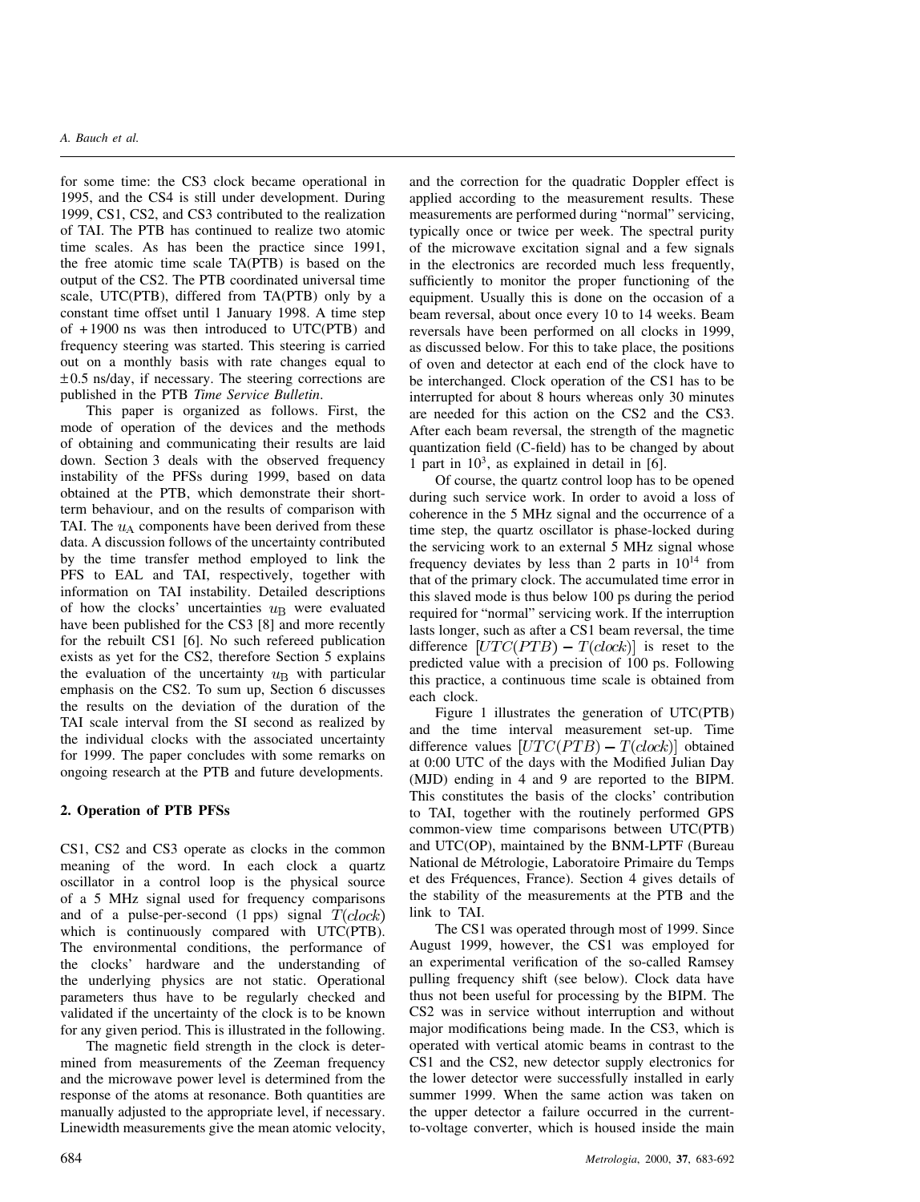for some time: the CS3 clock became operational in 1995, and the CS4 is still under development. During 1999, CS1, CS2, and CS3 contributed to the realization of TAI. The PTB has continued to realize two atomic time scales. As has been the practice since 1991, the free atomic time scale TA(PTB) is based on the output of the CS2. The PTB coordinated universal time scale, UTC(PTB), differed from TA(PTB) only by a constant time offset until 1 January 1998. A time step of +1900 ns was then introduced to UTC(PTB) and frequency steering was started. This steering is carried out on a monthly basis with rate changes equal to ±0.5 ns/day, if necessary. The steering corrections are published in the PTB *Time Service Bulletin*.

This paper is organized as follows. First, the mode of operation of the devices and the methods of obtaining and communicating their results are laid down. Section 3 deals with the observed frequency instability of the PFSs during 1999, based on data obtained at the PTB, which demonstrate their short-term behaviour, and on the results of comparison with TAI. The $u_A$ components have been derived from these data. A discussion follows of the uncertainty contributed by the time transfer method employed to link the PFS to EAL and TAI, respectively, together with information on TAI instability. Detailed descriptions of how the clocks' uncertainties $u_B$ were evaluated have been published for the CS3 [8] and more recently for the rebuilt CS1 [6]. No such refereed publication exists as yet for the CS2, therefore Section 5 explains the evaluation of the uncertainty $u_B$ with particular emphasis on the CS2. To sum up, Section 6 discusses the results on the deviation of the duration of the TAI scale interval from the SI second as realized by the individual clocks with the associated uncertainty for 1999. The paper concludes with some remarks on ongoing research at the PTB and future developments.

## 2. Operation of PTB PFSs

CS1, CS2 and CS3 operate as clocks in the common meaning of the word. In each clock a quartz oscillator in a control loop is the physical source of a 5 MHz signal used for frequency comparisons and of a pulse-per-second (1 pps) signal $T(clock)$ which is continuously compared with UTC(PTB). The environmental conditions, the performance of the clocks' hardware and the understanding of the underlying physics are not static. Operational parameters thus have to be regularly checked and validated if the uncertainty of the clock is to be known for any given period. This is illustrated in the following.

The magnetic field strength in the clock is determined from measurements of the Zeeman frequency and the microwave power level is determined from the response of the atoms at resonance. Both quantities are manually adjusted to the appropriate level, if necessary. Linewidth measurements give the mean atomic velocity, and the correction for the quadratic Doppler effect is applied according to the measurement results. These measurements are performed during "normal" servicing, typically once or twice per week. The spectral purity of the microwave excitation signal and a few signals in the electronics are recorded much less frequently, sufficiently to monitor the proper functioning of the equipment. Usually this is done on the occasion of a beam reversal, about once every 10 to 14 weeks. Beam reversals have been performed on all clocks in 1999, as discussed below. For this to take place, the positions of oven and detector at each end of the clock have to be interchanged. Clock operation of the CS1 has to be interrupted for about 8 hours whereas only 30 minutes are needed for this action on the CS2 and the CS3. After each beam reversal, the strength of the magnetic quantization field (C-field) has to be changed by about 1 part in $10^3$, as explained in detail in [6].

Of course, the quartz control loop has to be opened during such service work. In order to avoid a loss of coherence in the 5 MHz signal and the occurrence of a time step, the quartz oscillator is phase-locked during the servicing work to an external 5 MHz signal whose frequency deviates by less than 2 parts in $10^{14}$ from that of the primary clock. The accumulated time error in this slaved mode is thus below 100 ps during the period required for "normal" servicing work. If the interruption lasts longer, such as after a CS1 beam reversal, the time difference $[UTC(PTB) - T(clock)]$ is reset to the predicted value with a precision of 100 ps. Following this practice, a continuous time scale is obtained from each clock.

Figure 1 illustrates the generation of UTC(PTB) and the time interval measurement set-up. Time difference values $[UTC(PTB) - T(clock)]$ obtained at 0:00 UTC of the days with the Modified Julian Day (MJD) ending in 4 and 9 are reported to the BIPM. This constitutes the basis of the clocks' contribution to TAI, together with the routinely performed GPS common-view time comparisons between UTC(PTB) and UTC(OP), maintained by the BNM-LPTF (Bureau National de Métrologie, Laboratoire Primaire du Temps et des Fréquences, France). Section 4 gives details of the stability of the measurements at the PTB and the link to TAI.

The CS1 was operated through most of 1999. Since August 1999, however, the CS1 was employed for an experimental verification of the so-called Ramsey pulling frequency shift (see below). Clock data have thus not been useful for processing by the BIPM. The CS2 was in service without interruption and without major modifications being made. In the CS3, which is operated with vertical atomic beams in contrast to the CS1 and the CS2, new detector supply electronics for the lower detector were successfully installed in early summer 1999. When the same action was taken on the upper detector a failure occurred in the current-to-voltage converter, which is housed inside the main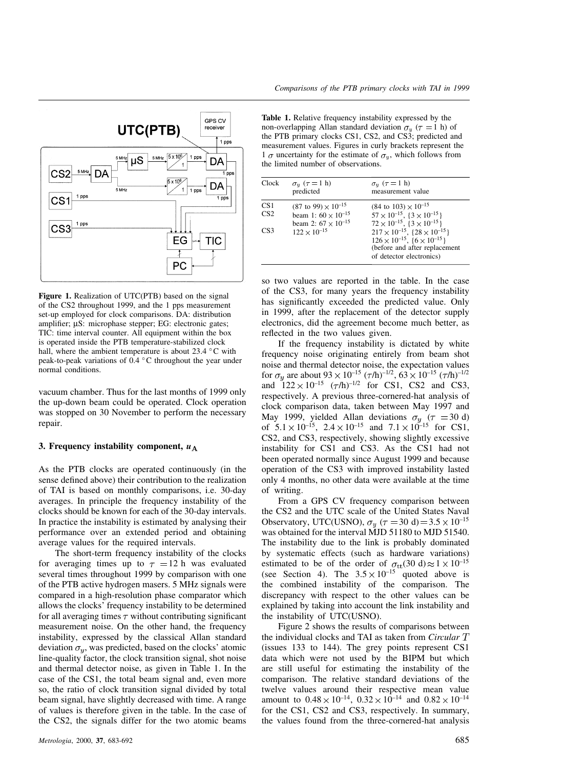Figure 1. Realization of UTC(PTB) based on the signal of the CS2 throughout 1999, and the 1 pps measurement set-up employed for clock comparisons. DA: distribution amplifier; µS: microphase stepper; EG: electronic gates; TIC: time interval counter. All equipment within the box is operated inside the PTB temperature-stabilized clock hall, where the ambient temperature is about 23.4 °C with peak-to-peak variations of 0.4 °C throughout the year under normal conditions.

vacuum chamber. Thus for the last months of 1999 only the up-down beam could be operated. Clock operation was stopped on 30 November to perform the necessary repair.

## 3. Frequency instability component, $u_A$

As the PTB clocks are operated continuously (in the sense defined above) their contribution to the realization of TAI is based on monthly comparisons, i.e. 30-day averages. In principle the frequency instability of the clocks should be known for each of the 30-day intervals. In practice the instability is estimated by analysing their performance over an extended period and obtaining average values for the required intervals.

The short-term frequency instability of the clocks for averaging times up to $\tau = 12$ h was evaluated several times throughout 1999 by comparison with one of the PTB active hydrogen masers. 5 MHz signals were compared in a high-resolution phase comparator which allows the clocks' frequency instability to be determined for all averaging times $\tau$ without contributing significant measurement noise. On the other hand, the frequency instability, expressed by the classical Allan standard deviation $\sigma_y$, was predicted, based on the clocks' atomic line-quality factor, the clock transition signal, shot noise and thermal detector noise, as given in Table 1. In the case of the CS1, the total beam signal and, even more so, the ratio of clock transition signal divided by total beam signal, have slightly decreased with time. A range of values is therefore given in the table. In the case of the CS2, the signals differ for the two atomic beams so two values are reported in the table. In the case of the CS3, for many years the frequency instability has significantly exceeded the predicted value. Only in 1999, after the replacement of the detector supply electronics, did the agreement become much better, as reflected in the two values given.

**Table 1.** Relative frequency instability expressed by the non-overlapping Allan standard deviation $\sigma_y$ ($\tau = 1$ h) of the PTB primary clocks CS1, CS2, and CS3; predicted and measurement values. Figures in curly brackets represent the 1 $\sigma$ uncertainty for the estimate of $\sigma_y$, which follows from the limited number of observations.

| Clock | $\sigma_y$ ($\tau = 1$ h) predicted | $\sigma_y$ ($\tau = 1$ h) measurement value |
|---|---|---|
| CS1 | $(87 \text{ to } 99) \times 10^{-15}$ | $(84 \text{ to } 103) \times 10^{-15}$ |
| CS2 | beam 1: $60 \times 10^{-15}$ | $57 \times 10^{-15}$, $\{3 \times 10^{-15}\}$ |
| | beam 2: $67 \times 10^{-15}$ | $72 \times 10^{-15}$, $\{3 \times 10^{-15}\}$ |
| CS3 | $122 \times 10^{-15}$ | $217 \times 10^{-15}$, $\{28 \times 10^{-15}\}$ |
| | | $126 \times 10^{-15}$, $\{6 \times 10^{-15}\}$ (before and after replacement of detector electronics) |

If the frequency instability is dictated by white frequency noise originating entirely from beam shot noise and thermal detector noise, the expectation values for $\sigma_y$ are about $93 \times 10^{-15}$ $(\tau/\mathrm{h})^{-1/2}$, $63 \times 10^{-15}$ $(\tau/\mathrm{h})^{-1/2}$ and $122 \times 10^{-15}$ $(\tau/\mathrm{h})^{-1/2}$ for CS1, CS2 and CS3, respectively. A previous three-cornered-hat analysis of clock comparison data, taken between May 1997 and May 1999, yielded Allan deviations $\sigma_y$ ($\tau = 30$ d) of $5.1 \times 10^{-15}$, $2.4 \times 10^{-15}$ and $7.1 \times 10^{-15}$ for CS1, CS2, and CS3, respectively, showing slightly excessive instability for CS1 and CS3. As the CS1 had not been operated normally since August 1999 and because operation of the CS3 with improved instability lasted only 4 months, no other data were available at the time of writing.

From a GPS CV frequency comparison between the CS2 and the UTC scale of the United States Naval Observatory, UTC(USNO), $\sigma_y$ ($\tau = 30$ d) $= 3.5 \times 10^{-15}$ was obtained for the interval MJD 51180 to MJD 51540. The instability due to the link is probably dominated by systematic effects (such as hardware variations) estimated to be of the order of $\sigma_{tt}(30\text{ d}) \approx 1 \times 10^{-15}$ (see Section 4). The $3.5 \times 10^{-15}$ quoted above is the combined instability of the comparison. The discrepancy with respect to the other values can be explained by taking into account the link instability and the instability of UTC(USNO).

Figure 2 shows the results of comparisons between the individual clocks and TAI as taken from *Circular T* (issues 133 to 144). The grey points represent CS1 data which were not used by the BIPM but which are still useful for estimating the instability of the comparison. The relative standard deviations of the twelve values around their respective mean value amount to $0.48 \times 10^{-14}$, $0.32 \times 10^{-14}$ and $0.82 \times 10^{-14}$ for the CS1, CS2 and CS3, respectively. In summary, the values found from the three-cornered-hat analysis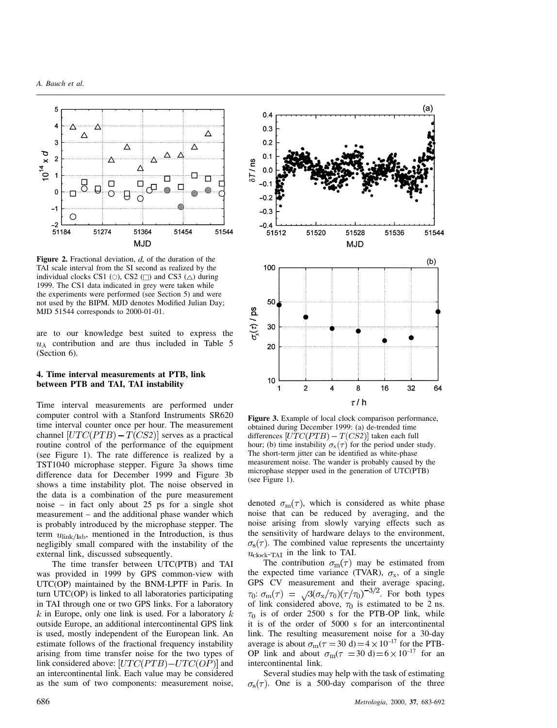**Figure 2.** Fractional deviation, $d$, of the duration of the TAI scale interval from the SI second as realized by the individual clocks CS1 (○), CS2 (□) and CS3 (△) during 1999. The CS1 data indicated in grey were taken while the experiments were performed (see Section 5) and were not used by the BIPM. MJD denotes Modified Julian Day; MJD 51544 corresponds to 2000-01-01.

are to our knowledge best suited to express the $u_A$ contribution and are thus included in Table 5 (Section 6).

## 4. Time interval measurements at PTB, link between PTB and TAI, TAI instability

Time interval measurements are performed under computer control with a Stanford Instruments SR620 time interval counter once per hour. The measurement channel $[UTC(PTB) - T(CS2)]$ serves as a practical routine control of the performance of the equipment (see Figure 1). The rate difference is realized by a TST1040 microphase stepper. Figure 3a shows time difference data for December 1999 and Figure 3b shows a time instability plot. The noise observed in the data is a combination of the pure measurement noise – in fact only about 25 ps for a single shot measurement – and the additional phase wander which is probably introduced by the microphase stepper. The term $u_{\text{link/lab}}$, mentioned in the Introduction, is thus negligibly small compared with the instability of the external link, discussed subsequently.

The time transfer between UTC(PTB) and TAI was provided in 1999 by GPS common-view with UTC(OP) maintained by the BNM-LPTF in Paris. In turn UTC(OP) is linked to all laboratories participating in TAI through one or two GPS links. For a laboratory $k$ in Europe, only one link is used. For a laboratory $k$ outside Europe, an additional intercontinental GPS link is used, mostly independent of the European link. An estimate follows of the fractional frequency instability arising from time transfer noise for the two types of link considered above: $[UTC(PTB) - UTC(OP)]$ and an intercontinental link. Each value may be considered as the sum of two components: measurement noise, denoted $\sigma_m(\tau)$, which is considered as white phase noise that can be reduced by averaging, and the noise arising from slowly varying effects such as the sensitivity of hardware delays to the environment, $\sigma_s(\tau)$. The combined value represents the uncertainty $u_{\text{clock-TAI}}$ in the link to TAI.

**Figure 3.** Example of local clock comparison performance, obtained during December 1999: (a) de-trended time differences $[UTC(PTB) - T(CS2)]$ taken each full hour; (b) time instability $\sigma_x(\tau)$ for the period under study. The short-term jitter can be identified as white-phase measurement noise. The wander is probably caused by the microphase stepper used in the generation of UTC(PTB) (see Figure 1).

The contribution $\sigma_m(\tau)$ may be estimated from the expected time variance (TVAR), $\sigma_x$, of a single GPS CV measurement and their average spacing, $\tau_0$: $\sigma_m(\tau) = \sqrt{3}(\sigma_x/\tau_0)(\tau/\tau_0)^{-3/2}$. For both types of link considered above, $\tau_0$ is estimated to be 2 ns. $\tau_0$ is of order 2500 s for the PTB-OP link, while it is of the order of 5000 s for an intercontinental link. The resulting measurement noise for a 30-day average is about $\sigma_m(\tau = 30\ \text{d}) = 4 \times 10^{-17}$ for the PTB-OP link and about $\sigma_m(\tau = 30\ \text{d}) = 6 \times 10^{-17}$ for an intercontinental link.

Several studies may help with the task of estimating $\sigma_s(\tau)$. One is a 500-day comparison of the three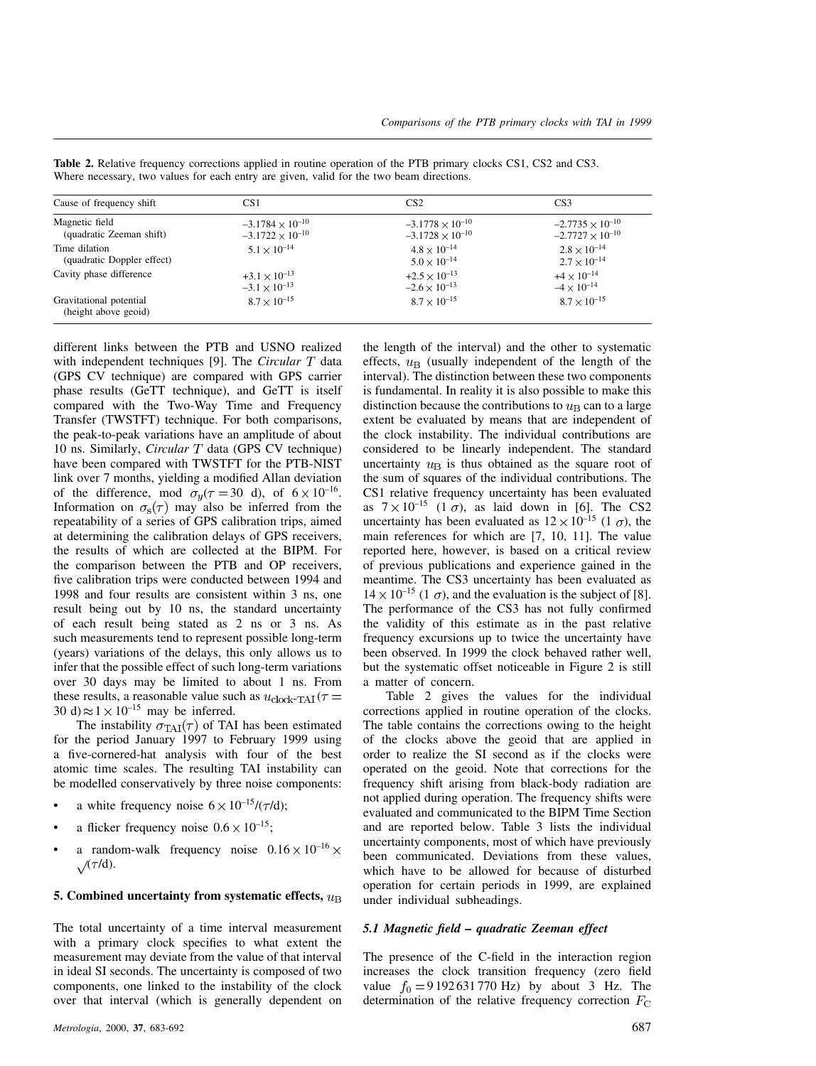**Table 2.** Relative frequency corrections applied in routine operation of the PTB primary clocks CS1, CS2 and CS3. Where necessary, two values for each entry are given, valid for the two beam directions.

| Cause of frequency shift | CS1 | CS2 | CS3 |
|---|---|---|---|
| Magnetic field (quadratic Zeeman shift) | $-3.1784 \times 10^{-10}$<br>$-3.1722 \times 10^{-10}$ | $-3.1778 \times 10^{-10}$<br>$-3.1728 \times 10^{-10}$ | $-2.7735 \times 10^{-10}$<br>$-2.7727 \times 10^{-10}$ |
| Time dilation (quadratic Doppler effect) | $5.1 \times 10^{-14}$ | $4.8 \times 10^{-14}$<br>$5.0 \times 10^{-14}$ | $2.8 \times 10^{-14}$<br>$2.7 \times 10^{-14}$ |
| Cavity phase difference | $+3.1 \times 10^{-13}$<br>$-3.1 \times 10^{-13}$ | $+2.5 \times 10^{-13}$<br>$-2.6 \times 10^{-13}$ | $+4 \times 10^{-14}$<br>$-4 \times 10^{-14}$ |
| Gravitational potential (height above geoid) | $8.7 \times 10^{-15}$ | $8.7 \times 10^{-15}$ | $8.7 \times 10^{-15}$ |

different links between the PTB and USNO realized with independent techniques [9]. The *Circular T* data (GPS CV technique) are compared with GPS carrier phase results (GeTT technique), and GeTT is itself compared with the Two-Way Time and Frequency Transfer (TWSTFT) technique. For both comparisons, the peak-to-peak variations have an amplitude of about 10 ns. Similarly, *Circular T* data (GPS CV technique) have been compared with TWSTFT for the PTB-NIST link over 7 months, yielding a modified Allan deviation of the difference, mod $\sigma_y(\tau = 30$ d), of $6 \times 10^{-16}$. Information on $\sigma_s(\tau)$ may also be inferred from the repeatability of a series of GPS calibration trips, aimed at determining the calibration delays of GPS receivers, the results of which are collected at the BIPM. For the comparison between the PTB and OP receivers, five calibration trips were conducted between 1994 and 1998 and four results are consistent within 3 ns, one result being out by 10 ns, the standard uncertainty of each result being stated as 2 ns or 3 ns. As such measurements tend to represent possible long-term (years) variations of the delays, this only allows us to infer that the possible effect of such long-term variations over 30 days may be limited to about 1 ns. From these results, a reasonable value such as $u_{\text{clock-TAI}}(\tau = 30\ \text{d}) \approx 1 \times 10^{-15}$ may be inferred.

The instability $\sigma_{\text{TAI}}(\tau)$ of TAI has been estimated for the period January 1997 to February 1999 using a five-cornered-hat analysis with four of the best atomic time scales. The resulting TAI instability can be modelled conservatively by three noise components:

- a white frequency noise $6 \times 10^{-15}/(\tau/\text{d})$;
- a flicker frequency noise $0.6 \times 10^{-15}$;
- a random-walk frequency noise $0.16 \times 10^{-16} \times \sqrt{(\tau/\text{d})}$.

## 5. Combined uncertainty from systematic effects, $u_{\text{B}}$

The total uncertainty of a time interval measurement with a primary clock specifies to what extent the measurement may deviate from the value of that interval in ideal SI seconds. The uncertainty is composed of two components, one linked to the instability of the clock over that interval (which is generally dependent on the length of the interval) and the other to systematic effects, $u_{\text{B}}$ (usually independent of the length of the interval). The distinction between these two components is fundamental. In reality it is also possible to make this distinction because the contributions to $u_{\text{B}}$ can to a large extent be evaluated by means that are independent of the clock instability. The individual contributions are considered to be linearly independent. The standard uncertainty $u_{\text{B}}$ is thus obtained as the square root of the sum of squares of the individual contributions. The CS1 relative frequency uncertainty has been evaluated as $7 \times 10^{-15}$ ($1\ \sigma$), as laid down in [6]. The CS2 uncertainty has been evaluated as $12 \times 10^{-15}$ ($1\ \sigma$), the main references for which are [7, 10, 11]. The value reported here, however, is based on a critical review of previous publications and experience gained in the meantime. The CS3 uncertainty has been evaluated as $14 \times 10^{-15}$ ($1\ \sigma$), and the evaluation is the subject of [8]. The performance of the CS3 has not fully confirmed the validity of this estimate as in the past relative frequency excursions up to twice the uncertainty have been observed. In 1999 the clock behaved rather well, but the systematic offset noticeable in Figure 2 is still a matter of concern.

Table 2 gives the values for the individual corrections applied in routine operation of the clocks. The table contains the corrections owing to the height of the clocks above the geoid that are applied in order to realize the SI second as if the clocks were operated on the geoid. Note that corrections for the frequency shift arising from black-body radiation are not applied during operation. The frequency shifts were evaluated and communicated to the BIPM Time Section and are reported below. Table 3 lists the individual uncertainty components, most of which have previously been communicated. Deviations from these values, which have to be allowed for because of disturbed operation for certain periods in 1999, are explained under individual subheadings.

### 5.1 Magnetic field – quadratic Zeeman effect

The presence of the C-field in the interaction region increases the clock transition frequency (zero field value $f_0 = 9\,192\,631\,770$ Hz) by about 3 Hz. The determination of the relative frequency correction $F_{\text{C}}$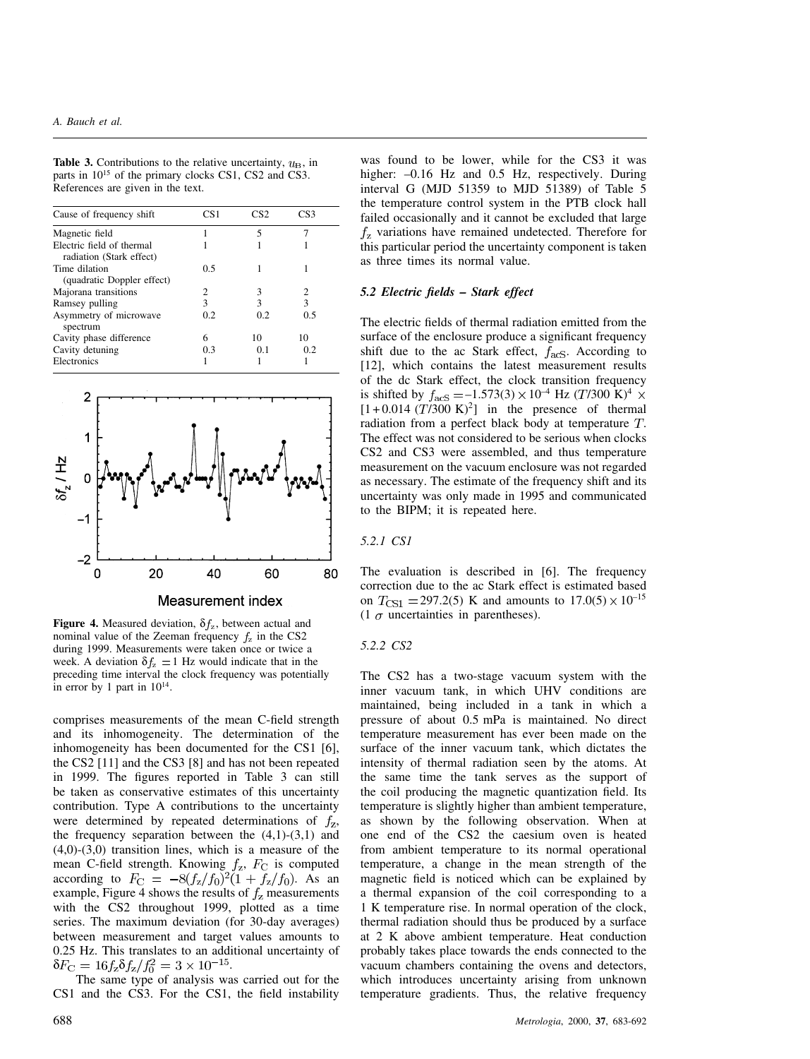**Table 3.** Contributions to the relative uncertainty, $u_B$, in parts in $10^{15}$ of the primary clocks CS1, CS2 and CS3. References are given in the text.

| Cause of frequency shift | CS1 | CS2 | CS3 |
|---|---|---|---|
| Magnetic field | 1 | 5 | 7 |
| Electric field of thermal radiation (Stark effect) | 1 | 1 | 1 |
| Time dilation (quadratic Doppler effect) | 0.5 | 1 | 1 |
| Majorana transitions | 2 | 3 | 2 |
| Ramsey pulling | 3 | 3 | 3 |
| Asymmetry of microwave spectrum | 0.2 | 0.2 | 0.5 |
| Cavity phase difference | 6 | 10 | 10 |
| Cavity detuning | 0.3 | 0.1 | 0.2 |
| Electronics | 1 | 1 | 1 |

**Figure 4.** Measured deviation, $\delta f_z$, between actual and nominal value of the Zeeman frequency $f_z$ in the CS2 during 1999. Measurements were taken once or twice a week. A deviation $\delta f_z = 1$ Hz would indicate that in the preceding time interval the clock frequency was potentially in error by 1 part in $10^{14}$.

comprises measurements of the mean C-field strength and its inhomogeneity. The determination of the inhomogeneity has been documented for the CS1 [6], the CS2 [11] and the CS3 [8] and has not been repeated in 1999. The figures reported in Table 3 can still be taken as conservative estimates of this uncertainty contribution. Type A contributions to the uncertainty were determined by repeated determinations of $f_z$, the frequency separation between the (4,1)-(3,1) and (4,0)-(3,0) transition lines, which is a measure of the mean C-field strength. Knowing $f_z$, $F_C$ is computed according to $F_C = -8(f_z/f_0)^2(1 + f_z/f_0)$. As an example, Figure 4 shows the results of $f_z$ measurements with the CS2 throughout 1999, plotted as a time series. The maximum deviation (for 30-day averages) between measurement and target values amounts to 0.25 Hz. This translates to an additional uncertainty of $\delta F_C = 16 f_z \delta f_z / f_0^2 = 3 \times 10^{-15}$.

The same type of analysis was carried out for the CS1 and the CS3. For the CS1, the field instability was found to be lower, while for the CS3 it was higher: –0.16 Hz and 0.5 Hz, respectively. During interval G (MJD 51359 to MJD 51389) of Table 5 the temperature control system in the PTB clock hall failed occasionally and it cannot be excluded that large $f_z$ variations have remained undetected. Therefore for this particular period the uncertainty component is taken as three times its normal value.

### *5.2 Electric fields – Stark effect*

The electric fields of thermal radiation emitted from the surface of the enclosure produce a significant frequency shift due to the ac Stark effect, $f_{acS}$. According to [12], which contains the latest measurement results of the dc Stark effect, the clock transition frequency is shifted by $f_{acS} = -1.573(3) \times 10^{-4}$ Hz $(T/300\text{ K})^4 \times [1 + 0.014\,(T/300\text{ K})^2]$ in the presence of thermal radiation from a perfect black body at temperature $T$. The effect was not considered to be serious when clocks CS2 and CS3 were assembled, and thus temperature measurement on the vacuum enclosure was not regarded as necessary. The estimate of the frequency shift and its uncertainty was only made in 1995 and communicated to the BIPM; it is repeated here.

#### *5.2.1 CS1*

The evaluation is described in [6]. The frequency correction due to the ac Stark effect is estimated based on $T_{CS1} = 297.2(5)$ K and amounts to $17.0(5) \times 10^{-15}$ (1 $\sigma$ uncertainties in parentheses).

#### *5.2.2 CS2*

The CS2 has a two-stage vacuum system with the inner vacuum tank, in which UHV conditions are maintained, being included in a tank in which a pressure of about 0.5 mPa is maintained. No direct temperature measurement has ever been made on the surface of the inner vacuum tank, which dictates the intensity of thermal radiation seen by the atoms. At the same time the tank serves as the support of the coil producing the magnetic quantization field. Its temperature is slightly higher than ambient temperature, as shown by the following observation. When at one end of the CS2 the caesium oven is heated from ambient temperature to its normal operational temperature, a change in the mean strength of the magnetic field is noticed which can be explained by a thermal expansion of the coil corresponding to a 1 K temperature rise. In normal operation of the clock, thermal radiation should thus be produced by a surface at 2 K above ambient temperature. Heat conduction probably takes place towards the ends connected to the vacuum chambers containing the ovens and detectors, which introduces uncertainty arising from unknown temperature gradients. Thus, the relative frequency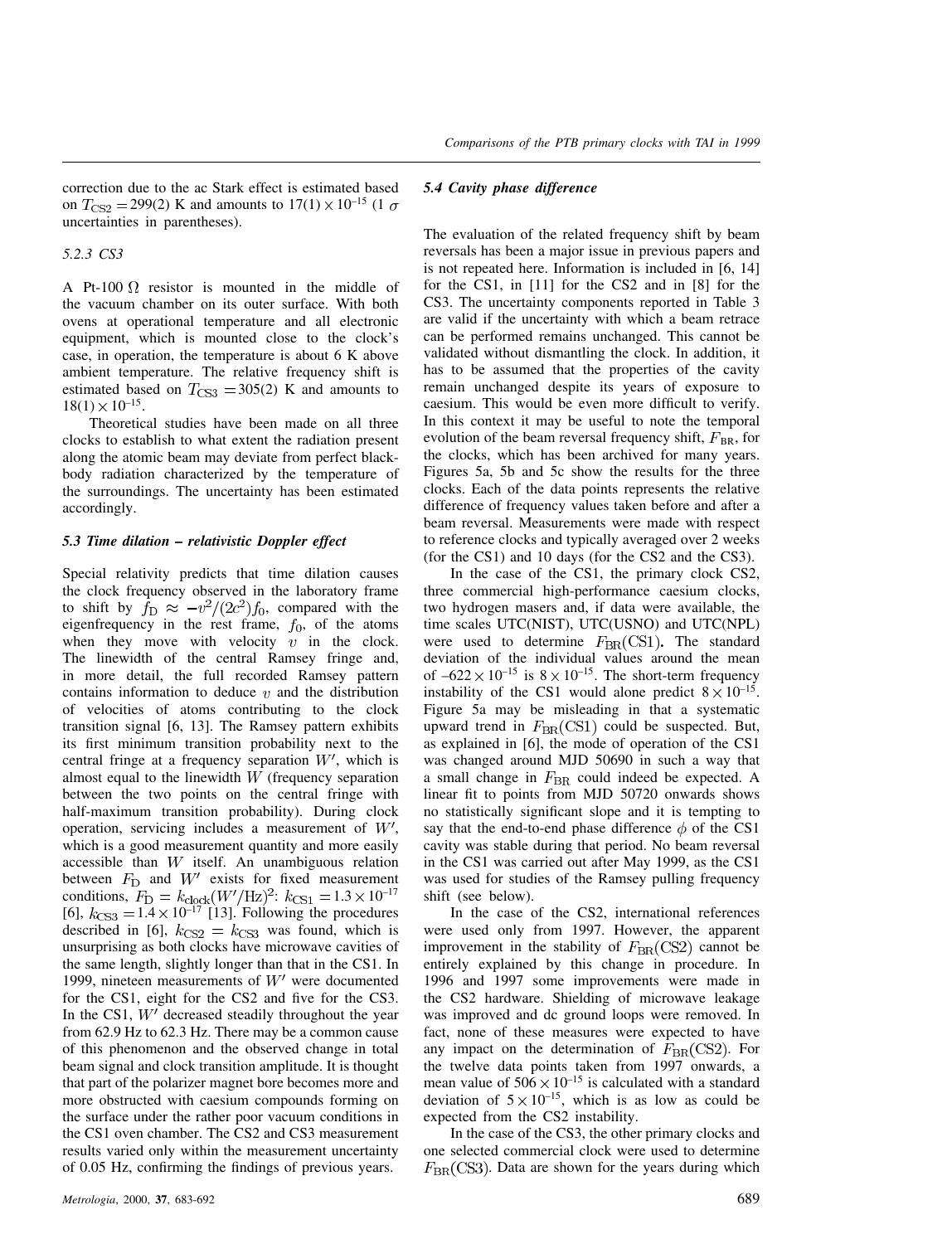correction due to the ac Stark effect is estimated based on $T_{CS2} = 299(2)$ K and amounts to $17(1) \times 10^{-15}$ (1 $\sigma$ uncertainties in parentheses).

#### 5.2.3 CS3

A Pt-100 $\Omega$ resistor is mounted in the middle of the vacuum chamber on its outer surface. With both ovens at operational temperature and all electronic equipment, which is mounted close to the clock's case, in operation, the temperature is about 6 K above ambient temperature. The relative frequency shift is estimated based on $T_{CS3} = 305(2)$ K and amounts to $18(1) \times 10^{-15}$.

Theoretical studies have been made on all three clocks to establish to what extent the radiation present along the atomic beam may deviate from perfect black-body radiation characterized by the temperature of the surroundings. The uncertainty has been estimated accordingly.

### 5.3 Time dilation – relativistic Doppler effect

Special relativity predicts that time dilation causes the clock frequency observed in the laboratory frame to shift by $f_D \approx -v^2/(2c^2) f_0$, compared with the eigenfrequency in the rest frame, $f_0$, of the atoms when they move with velocity $v$ in the clock. The linewidth of the central Ramsey fringe and, in more detail, the full recorded Ramsey pattern contains information to deduce $v$ and the distribution of velocities of atoms contributing to the clock transition signal [6, 13]. The Ramsey pattern exhibits its first minimum transition probability next to the central fringe at a frequency separation $W'$, which is almost equal to the linewidth $W$ (frequency separation between the two points on the central fringe with half-maximum transition probability). During clock operation, servicing includes a measurement of $W'$, which is a good measurement quantity and more easily accessible than $W$ itself. An unambiguous relation between $F_D$ and $W'$ exists for fixed measurement conditions, $F_D = k_{clock}(W'/\text{Hz})^2$: $k_{CS1} = 1.3 \times 10^{-17}$ [6], $k_{CS3} = 1.4 \times 10^{-17}$ [13]. Following the procedures described in [6], $k_{CS2} = k_{CS3}$ was found, which is unsurprising as both clocks have microwave cavities of the same length, slightly longer than that in the CS1. In 1999, nineteen measurements of $W'$ were documented for the CS1, eight for the CS2 and five for the CS3. In the CS1, $W'$ decreased steadily throughout the year from 62.9 Hz to 62.3 Hz. There may be a common cause of this phenomenon and the observed change in total beam signal and clock transition amplitude. It is thought that part of the polarizer magnet bore becomes more and more obstructed with caesium compounds forming on the surface under the rather poor vacuum conditions in the CS1 oven chamber. The CS2 and CS3 measurement results varied only within the measurement uncertainty of 0.05 Hz, confirming the findings of previous years.

### 5.4 Cavity phase difference

The evaluation of the related frequency shift by beam reversals has been a major issue in previous papers and is not repeated here. Information is included in [6, 14] for the CS1, in [11] for the CS2 and in [8] for the CS3. The uncertainty components reported in Table 3 are valid if the uncertainty with which a beam retrace can be performed remains unchanged. This cannot be validated without dismantling the clock. In addition, it has to be assumed that the properties of the cavity remain unchanged despite its years of exposure to caesium. This would be even more difficult to verify. In this context it may be useful to note the temporal evolution of the beam reversal frequency shift, $F_{BR}$, for the clocks, which has been archived for many years. Figures 5a, 5b and 5c show the results for the three clocks. Each of the data points represents the relative difference of frequency values taken before and after a beam reversal. Measurements were made with respect to reference clocks and typically averaged over 2 weeks (for the CS1) and 10 days (for the CS2 and the CS3).

In the case of the CS1, the primary clock CS2, three commercial high-performance caesium clocks, two hydrogen masers and, if data were available, the time scales UTC(NIST), UTC(USNO) and UTC(NPL) were used to determine $F_{BR}(\text{CS1})$**.** The standard deviation of the individual values around the mean of $-622 \times 10^{-15}$ is $8 \times 10^{-15}$. The short-term frequency instability of the CS1 would alone predict $8 \times 10^{-15}$. Figure 5a may be misleading in that a systematic upward trend in $F_{BR}(\text{CS1})$ could be suspected. But, as explained in [6], the mode of operation of the CS1 was changed around MJD 50690 in such a way that a small change in $F_{BR}$ could indeed be expected. A linear fit to points from MJD 50720 onwards shows no statistically significant slope and it is tempting to say that the end-to-end phase difference $\phi$ of the CS1 cavity was stable during that period. No beam reversal in the CS1 was carried out after May 1999, as the CS1 was used for studies of the Ramsey pulling frequency shift (see below).

In the case of the CS2, international references were used only from 1997. However, the apparent improvement in the stability of $F_{BR}(\text{CS2})$ cannot be entirely explained by this change in procedure. In 1996 and 1997 some improvements were made in the CS2 hardware. Shielding of microwave leakage was improved and dc ground loops were removed. In fact, none of these measures were expected to have any impact on the determination of $F_{BR}(\text{CS2})$. For the twelve data points taken from 1997 onwards, a mean value of $506 \times 10^{-15}$ is calculated with a standard deviation of $5 \times 10^{-15}$, which is as low as could be expected from the CS2 instability.

In the case of the CS3, the other primary clocks and one selected commercial clock were used to determine $F_{BR}(\text{CS3})$. Data are shown for the years during which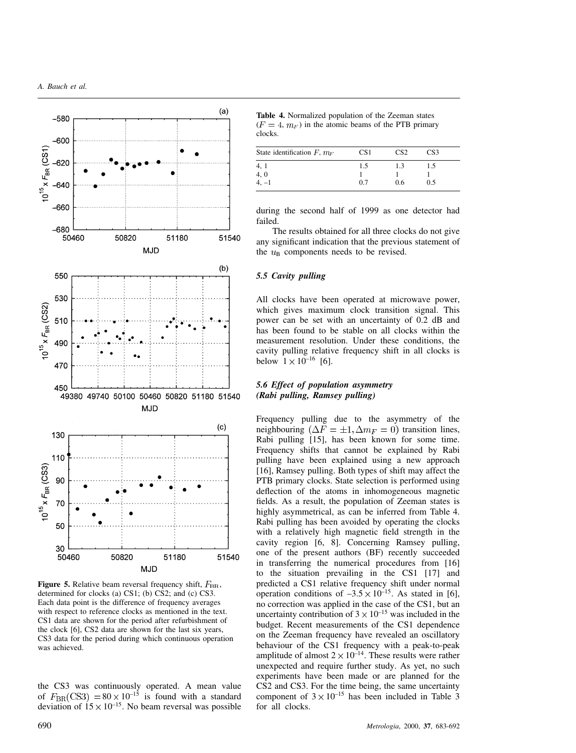**Figure 5.** Relative beam reversal frequency shift, $F_{\rm BR}$, determined for clocks (a) CS1; (b) CS2; and (c) CS3. Each data point is the difference of frequency averages with respect to reference clocks as mentioned in the text. CS1 data are shown for the period after refurbishment of the clock [6], CS2 data are shown for the last six years, CS3 data for the period during which continuous operation was achieved.

the CS3 was continuously operated. A mean value of $F_{\rm BR}({\rm CS3}) = 80 \times 10^{-15}$ is found with a standard deviation of $15 \times 10^{-15}$. No beam reversal was possible during the second half of 1999 as one detector had failed.

The results obtained for all three clocks do not give any significant indication that the previous statement of the $u_{\rm B}$ components needs to be revised.

**Table 4.** Normalized population of the Zeeman states ($F = 4$, $m_F$) in the atomic beams of the PTB primary clocks.

| State identification $F$, $m_F$ | CS1 | CS2 | CS3 |
|---|---|---|---|
| 4, 1 | 1.5 | 1.3 | 1.5 |
| 4, 0 | 1 | 1 | 1 |
| 4, −1 | 0.7 | 0.6 | 0.5 |

### 5.5 Cavity pulling

All clocks have been operated at microwave power, which gives maximum clock transition signal. This power can be set with an uncertainty of 0.2 dB and has been found to be stable on all clocks within the measurement resolution. Under these conditions, the cavity pulling relative frequency shift in all clocks is below $1 \times 10^{-16}$ [6].

### 5.6 Effect of population asymmetry (Rabi pulling, Ramsey pulling)

Frequency pulling due to the asymmetry of the neighbouring $(\Delta F = \pm 1, \Delta m_F = 0)$ transition lines, Rabi pulling [15], has been known for some time. Frequency shifts that cannot be explained by Rabi pulling have been explained using a new approach [16], Ramsey pulling. Both types of shift may affect the PTB primary clocks. State selection is performed using deflection of the atoms in inhomogeneous magnetic fields. As a result, the population of Zeeman states is highly asymmetrical, as can be inferred from Table 4. Rabi pulling has been avoided by operating the clocks with a relatively high magnetic field strength in the cavity region [6, 8]. Concerning Ramsey pulling, one of the present authors (BF) recently succeeded in transferring the numerical procedures from [16] to the situation prevailing in the CS1 [17] and predicted a CS1 relative frequency shift under normal operation conditions of $-3.5 \times 10^{-15}$. As stated in [6], no correction was applied in the case of the CS1, but an uncertainty contribution of $3 \times 10^{-15}$ was included in the budget. Recent measurements of the CS1 dependence on the Zeeman frequency have revealed an oscillatory behaviour of the CS1 frequency with a peak-to-peak amplitude of almost $2 \times 10^{-14}$. These results were rather unexpected and require further study. As yet, no such experiments have been made or are planned for the CS2 and CS3. For the time being, the same uncertainty component of $3 \times 10^{-15}$ has been included in Table 3 for all clocks.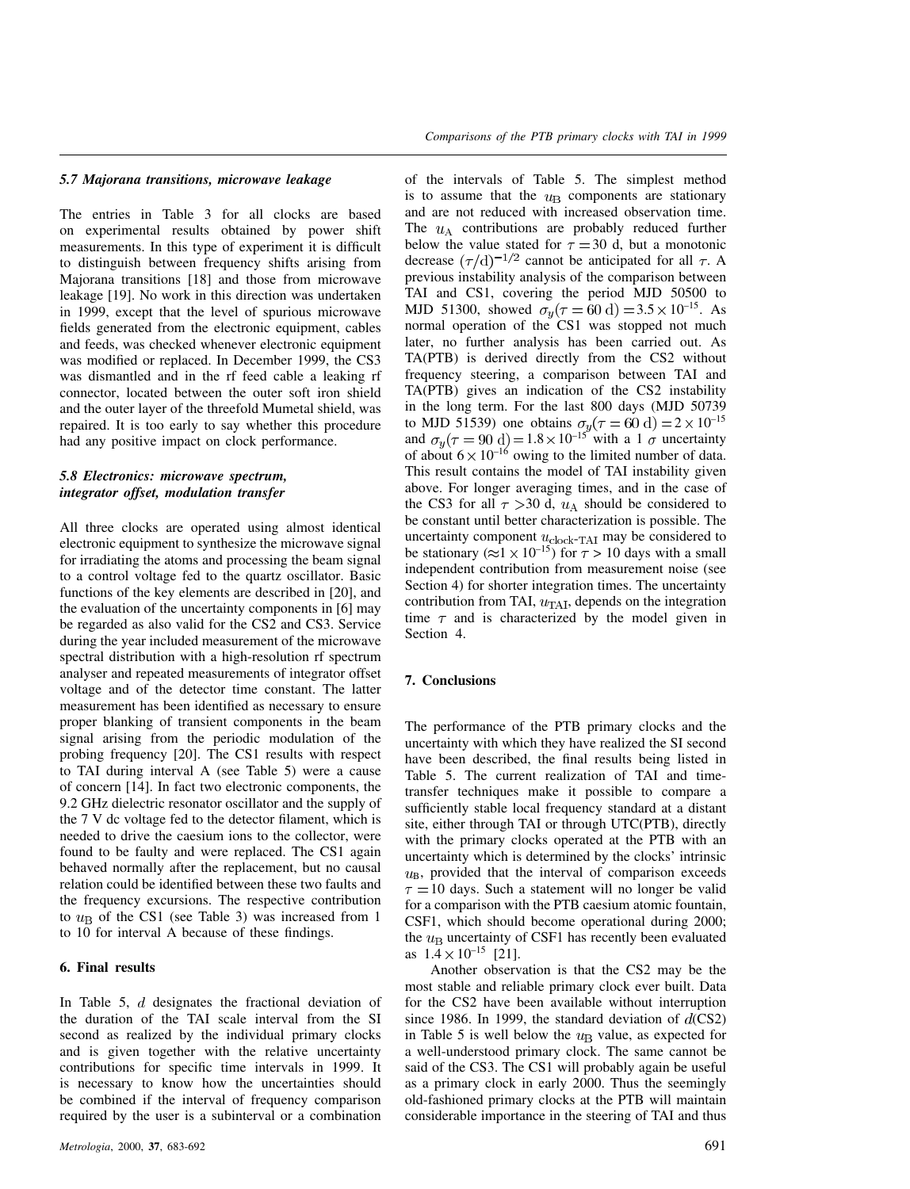### 5.7 Majorana transitions, microwave leakage

The entries in Table 3 for all clocks are based on experimental results obtained by power shift measurements. In this type of experiment it is difficult to distinguish between frequency shifts arising from Majorana transitions [18] and those from microwave leakage [19]. No work in this direction was undertaken in 1999, except that the level of spurious microwave fields generated from the electronic equipment, cables and feeds, was checked whenever electronic equipment was modified or replaced. In December 1999, the CS3 was dismantled and in the rf feed cable a leaking rf connector, located between the outer soft iron shield and the outer layer of the threefold Mumetal shield, was repaired. It is too early to say whether this procedure had any positive impact on clock performance.

### 5.8 Electronics: microwave spectrum, integrator offset, modulation transfer

All three clocks are operated using almost identical electronic equipment to synthesize the microwave signal for irradiating the atoms and processing the beam signal to a control voltage fed to the quartz oscillator. Basic functions of the key elements are described in [20], and the evaluation of the uncertainty components in [6] may be regarded as also valid for the CS2 and CS3. Service during the year included measurement of the microwave spectral distribution with a high-resolution rf spectrum analyser and repeated measurements of integrator offset voltage and of the detector time constant. The latter measurement has been identified as necessary to ensure proper blanking of transient components in the beam signal arising from the periodic modulation of the probing frequency [20]. The CS1 results with respect to TAI during interval A (see Table 5) were a cause of concern [14]. In fact two electronic components, the 9.2 GHz dielectric resonator oscillator and the supply of the 7 V dc voltage fed to the detector filament, which is needed to drive the caesium ions to the collector, were found to be faulty and were replaced. The CS1 again behaved normally after the replacement, but no causal relation could be identified between these two faults and the frequency excursions. The respective contribution to $u_{\mathrm{B}}$ of the CS1 (see Table 3) was increased from 1 to 10 for interval A because of these findings.

## 6. Final results

In Table 5, $d$ designates the fractional deviation of the duration of the TAI scale interval from the SI second as realized by the individual primary clocks and is given together with the relative uncertainty contributions for specific time intervals in 1999. It is necessary to know how the uncertainties should be combined if the interval of frequency comparison required by the user is a subinterval or a combination of the intervals of Table 5. The simplest method is to assume that the $u_{\mathrm{B}}$ components are stationary and are not reduced with increased observation time. The $u_{\mathrm{A}}$ contributions are probably reduced further below the value stated for $\tau = 30$ d, but a monotonic decrease $(\tau/\mathrm{d})^{-1/2}$ cannot be anticipated for all $\tau$. A previous instability analysis of the comparison between TAI and CS1, covering the period MJD 50500 to MJD 51300, showed $\sigma_y(\tau = 60\ \mathrm{d}) = 3.5 \times 10^{-15}$. As normal operation of the CS1 was stopped not much later, no further analysis has been carried out. As TA(PTB) is derived directly from the CS2 without frequency steering, a comparison between TAI and TA(PTB) gives an indication of the CS2 instability in the long term. For the last 800 days (MJD 50739 to MJD 51539) one obtains $\sigma_y(\tau = 60\ \mathrm{d}) = 2 \times 10^{-15}$ and $\sigma_y(\tau = 90\ \mathrm{d}) = 1.8 \times 10^{-15}$ with a 1 $\sigma$ uncertainty of about $6 \times 10^{-16}$ owing to the limited number of data. This result contains the model of TAI instability given above. For longer averaging times, and in the case of the CS3 for all $\tau > 30$ d, $u_{\mathrm{A}}$ should be considered to be constant until better characterization is possible. The uncertainty component $u_{\text{clock-TAI}}$ may be considered to be stationary ($\approx 1 \times 10^{-15}$) for $\tau > 10$ days with a small independent contribution from measurement noise (see Section 4) for shorter integration times. The uncertainty contribution from TAI, $u_{\mathrm{TAI}}$, depends on the integration time $\tau$ and is characterized by the model given in Section 4.

## 7. Conclusions

The performance of the PTB primary clocks and the uncertainty with which they have realized the SI second have been described, the final results being listed in Table 5. The current realization of TAI and time-transfer techniques make it possible to compare a sufficiently stable local frequency standard at a distant site, either through TAI or through UTC(PTB), directly with the primary clocks operated at the PTB with an uncertainty which is determined by the clocks' intrinsic $u_{\mathrm{B}}$, provided that the interval of comparison exceeds $\tau = 10$ days. Such a statement will no longer be valid for a comparison with the PTB caesium atomic fountain, CSF1, which should become operational during 2000; the $u_{\mathrm{B}}$ uncertainty of CSF1 has recently been evaluated as $1.4 \times 10^{-15}$ [21].

Another observation is that the CS2 may be the most stable and reliable primary clock ever built. Data for the CS2 have been available without interruption since 1986. In 1999, the standard deviation of $d$(CS2) in Table 5 is well below the $u_{\mathrm{B}}$ value, as expected for a well-understood primary clock. The same cannot be said of the CS3. The CS1 will probably again be useful as a primary clock in early 2000. Thus the seemingly old-fashioned primary clocks at the PTB will maintain considerable importance in the steering of TAI and thus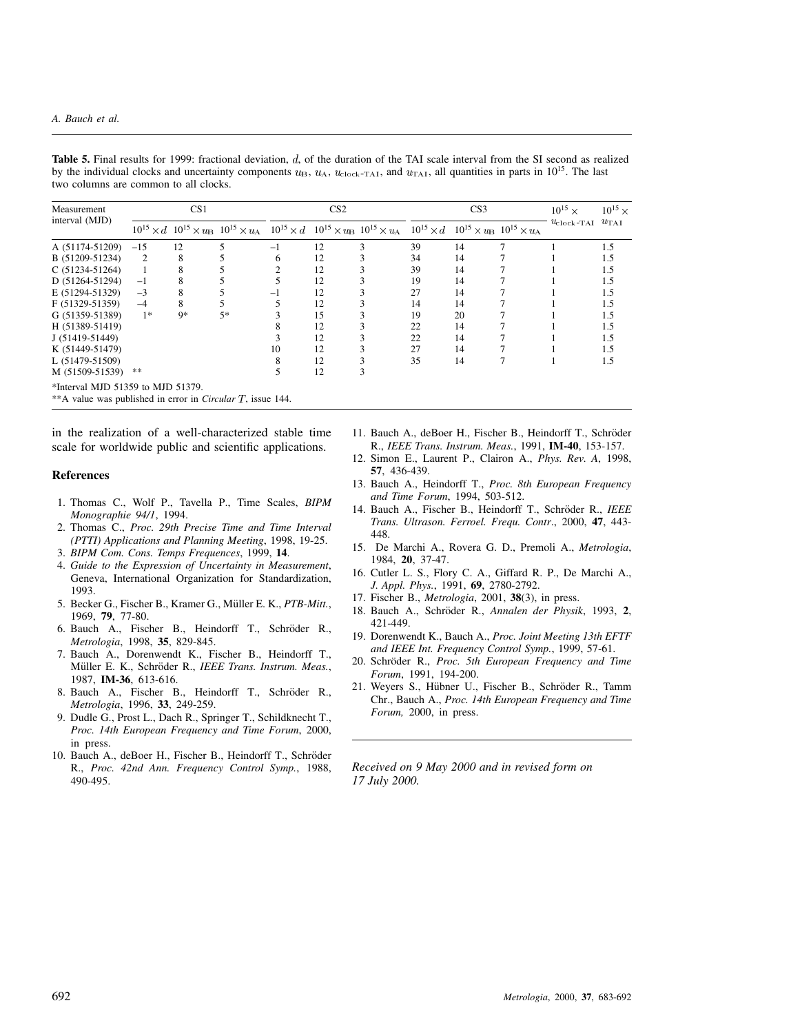**Table 5.** Final results for 1999: fractional deviation, $d$, of the duration of the TAI scale interval from the SI second as realized by the individual clocks and uncertainty components $u_B$, $u_A$, $u_{\text{Clock-TAI}}$, and $u_{\text{TAI}}$, all quantities in parts in $10^{15}$. The last two columns are common to all clocks.

| Measurement interval (MJD) | CS1 | | | CS2 | | | CS3 | | | $10^{15} \times u_{\text{Clock-TAI}}$ | $10^{15} \times u_{\text{TAI}}$ |
|---|---|---|---|---|---|---|---|---|---|---|---|
| | $10^{15} \times d$ | $10^{15} \times u_B$ | $10^{15} \times u_A$ | $10^{15} \times d$ | $10^{15} \times u_B$ | $10^{15} \times u_A$ | $10^{15} \times d$ | $10^{15} \times u_B$ | $10^{15} \times u_A$ | | |
| A (51174-51209) | –15 | 12 | 5 | –1 | 12 | 3 | 39 | 14 | 7 | 1 | 1.5 |
| B (51209-51234) | 2 | 8 | 5 | 6 | 12 | 3 | 34 | 14 | 7 | 1 | 1.5 |
| C (51234-51264) | 1 | 8 | 5 | 2 | 12 | 3 | 39 | 14 | 7 | 1 | 1.5 |
| D (51264-51294) | –1 | 8 | 5 | 5 | 12 | 3 | 19 | 14 | 7 | 1 | 1.5 |
| E (51294-51329) | –3 | 8 | 5 | –1 | 12 | 3 | 27 | 14 | 7 | 1 | 1.5 |
| F (51329-51359) | –4 | 8 | 5 | 5 | 12 | 3 | 14 | 14 | 7 | 1 | 1.5 |
| G (51359-51389) | 1* | 9* | 5* | 3 | 15 | 3 | 19 | 20 | 7 | 1 | 1.5 |
| H (51389-51419) | | | | 8 | 12 | 3 | 22 | 14 | 7 | 1 | 1.5 |
| J (51419-51449) | | | | 3 | 12 | 3 | 22 | 14 | 7 | 1 | 1.5 |
| K (51449-51479) | | | | 10 | 12 | 3 | 27 | 14 | 7 | 1 | 1.5 |
| L (51479-51509) | | | | 8 | 12 | 3 | 35 | 14 | 7 | 1 | 1.5 |
| M (51509-51539) | ** | | | 5 | 12 | 3 | | | | | |

*Interval MJD 51359 to MJD 51379.

**A value was published in error in *Circular T*, issue 144.

in the realization of a well-characterized stable time scale for worldwide public and scientific applications.

## References

1. Thomas C., Wolf P., Tavella P., Time Scales, *BIPM Monographie 94/1*, 1994.
2. Thomas C., *Proc. 29th Precise Time and Time Interval (PTTI) Applications and Planning Meeting*, 1998, 19-25.
3. *BIPM Com. Cons. Temps Frequences*, 1999, **14**.
4. *Guide to the Expression of Uncertainty in Measurement*, Geneva, International Organization for Standardization, 1993.
5. Becker G., Fischer B., Kramer G., Müller E. K., *PTB-Mitt.*, 1969, **79**, 77-80.
6. Bauch A., Fischer B., Heindorff T., Schröder R., *Metrologia*, 1998, **35**, 829-845.
7. Bauch A., Dorenwendt K., Fischer B., Heindorff T., Müller E. K., Schröder R., *IEEE Trans. Instrum. Meas.*, 1987, **IM-36**, 613-616.
8. Bauch A., Fischer B., Heindorff T., Schröder R., *Metrologia*, 1996, **33**, 249-259.
9. Dudle G., Prost L., Dach R., Springer T., Schildknecht T., *Proc. 14th European Frequency and Time Forum*, 2000, in press.
10. Bauch A., deBoer H., Fischer B., Heindorff T., Schröder R., *Proc. 42nd Ann. Frequency Control Symp.*, 1988, 490-495.
11. Bauch A., deBoer H., Fischer B., Heindorff T., Schröder R., *IEEE Trans. Instrum. Meas.*, 1991, **IM-40**, 153-157.
12. Simon E., Laurent P., Clairon A., *Phys. Rev. A*, 1998, **57**, 436-439.
13. Bauch A., Heindorff T., *Proc. 8th European Frequency and Time Forum*, 1994, 503-512.
14. Bauch A., Fischer B., Heindorff T., Schröder R., *IEEE Trans. Ultrason. Ferroel. Frequ. Contr*., 2000, **47**, 443-448.
15. De Marchi A., Rovera G. D., Premoli A., *Metrologia*, 1984, **20**, 37-47.
16. Cutler L. S., Flory C. A., Giffard R. P., De Marchi A., *J. Appl. Phys.*, 1991, **69**, 2780-2792.
17. Fischer B., *Metrologia*, 2001, **38**(3), in press.
18. Bauch A., Schröder R., *Annalen der Physik*, 1993, **2**, 421-449.
19. Dorenwendt K., Bauch A., *Proc. Joint Meeting 13th EFTF and IEEE Int. Frequency Control Symp.*, 1999, 57-61.
20. Schröder R., *Proc. 5th European Frequency and Time Forum*, 1991, 194-200.
21. Weyers S., Hübner U., Fischer B., Schröder R., Tamm Chr., Bauch A., *Proc. 14th European Frequency and Time Forum,* 2000, in press.

*Received on 9 May 2000 and in revised form on 17 July 2000.*